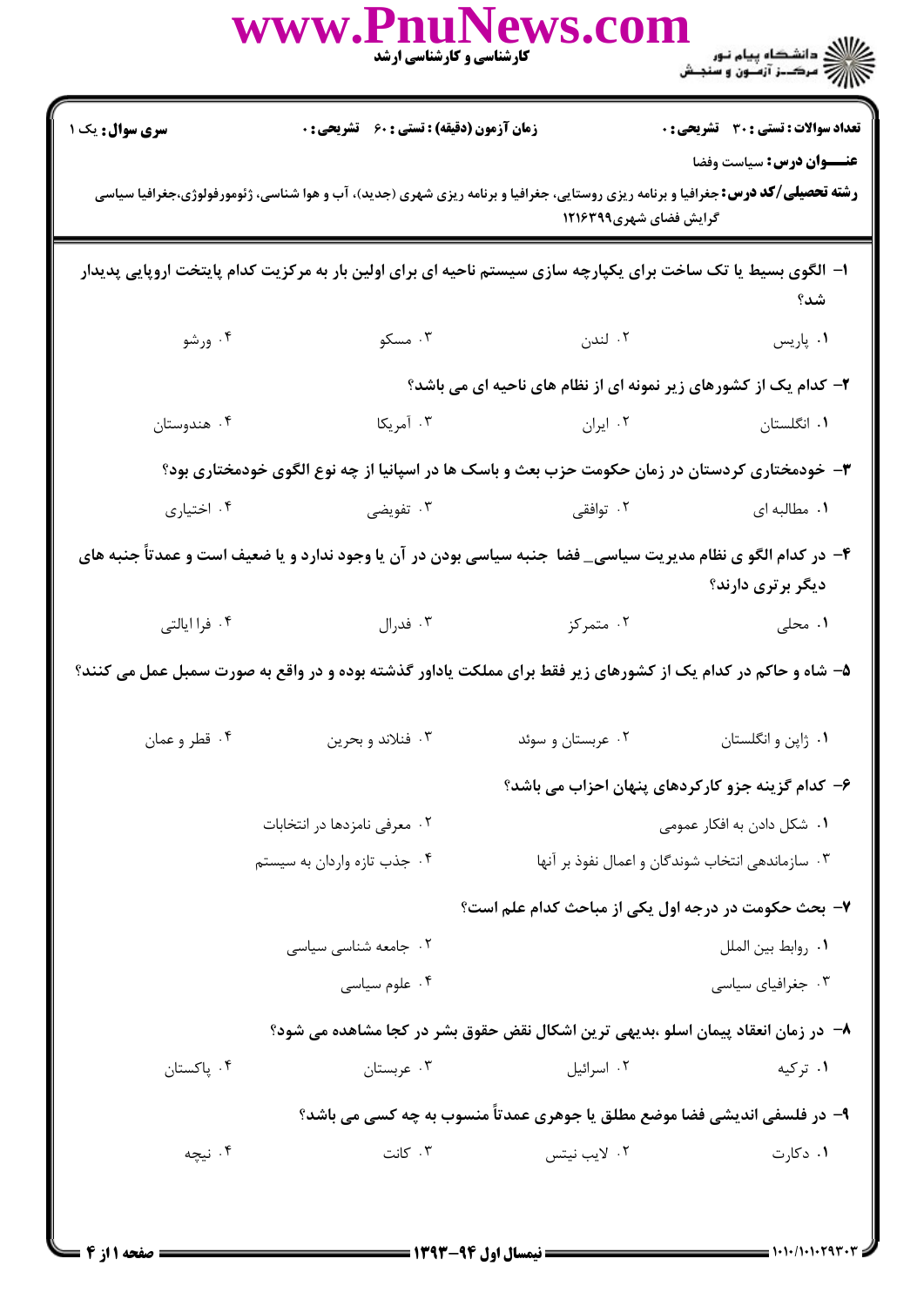**سری سوال:** یک ۱

**زمان آزمون (دقیقه) : تستی : ۶۰ تشریحی : ۰**

**تعداد سوالات : تستی : ۳۰ تشریحی : ۰**

**عنـــوان درس:** سیاست وفضا

**رشته تحصیلی/کد درس:** جغرافیا و برنامه ریزی روستایی، جغرافیا و برنامه ریزی شهری (جدید)، آب و هوا شناسی، ژئومورفولوژی،جغرافیا سیاسی گرایش فضای شهری۱۲۱۶۳۹۹

۱- الگوی بسیط یا تک ساخت برای یکپارچه سازی سیستم ناحیه ای برای اولین بار به مرکزیت کدام پایتخت اروپایی پدیدار شد؟

۱. پاریس ۲. لندن ۳. مسکو ۴. ورشو

۲- کدام یک از کشورهای زیر نمونه ای از نظام های ناحیه ای می باشد؟

۱. انگلستان ۲. ایران ۳. آمریکا ۴. هندوستان

۳- خودمختاری کردستان در زمان حکومت حزب بعث و باسک ها در اسپانیا از چه نوع الگوی خودمختاری بود؟

۱. مطالبه ای ۲. توافقی ۳. تفویضی ۴. اختیاری

۴- در کدام الگو ی نظام مدیریت سیاسی_ فضا جنبه سیاسی بودن در آن یا وجود ندارد و یا ضعیف است و عمدتاً جنبه های دیگر برتری دارند؟

۱. محلی ۲. متمرکز ۳. فدرال ۴. فرا ایالتی

۵- شاه و حاکم در کدام یک از کشورهای زیر فقط برای مملکت یاداور گذشته بوده و در واقع به صورت سمبل عمل می کنند؟

۱. ژاپن و انگلستان ۲. عربستان و سوئد ۳. فنلاند و بحرین ۴. قطر و عمان

۶- کدام گزینه جزو کارکردهای پنهان احزاب می باشد؟

۱. شکل دادن به افکار عمومی

۲. معرفی نامزدها در انتخابات

۳. سازماندهی انتخاب شوندگان و اعمال نفوذ بر آنها

۴. جذب تازه واردان به سیستم

۷- بحث حکومت در درجه اول یکی از مباحث کدام علم است؟

۱. روابط بین الملل

۲. جامعه شناسی سیاسی

۳. جغرافیای سیاسی

۴. علوم سیاسی

۸- در زمان انعقاد پیمان اسلو ،بدیهی ترین اشکال نقض حقوق بشر در کجا مشاهده می شود؟

۱. ترکیه ۲. اسرائیل ۳. عربستان ۴. پاکستان

۹- در فلسفی اندیشی فضا موضع مطلق یا جوهری عمدتاً منسوب به چه کسی می باشد؟

۱. دکارت ۲. لایب نیتس ۳. کانت ۴. نیچه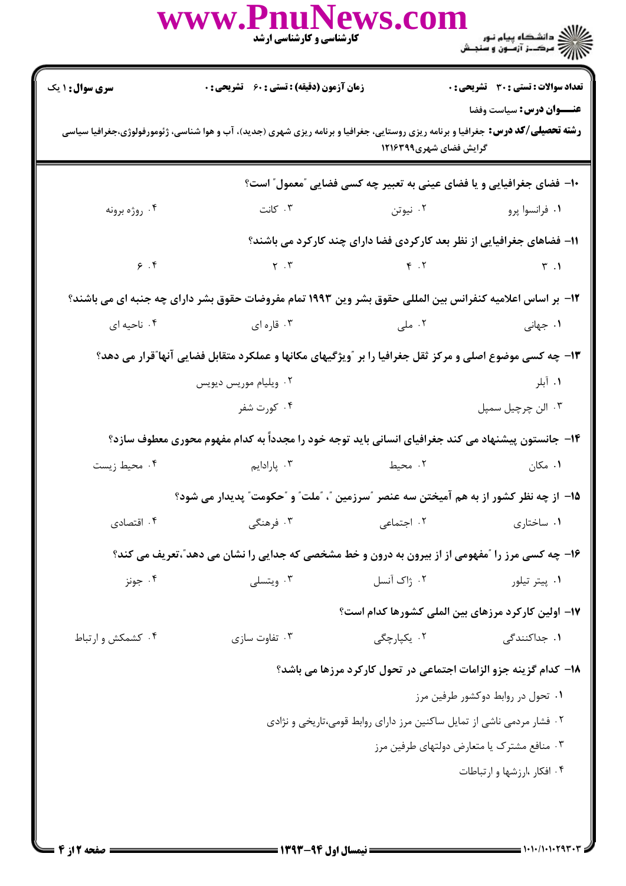**سری سوال:** ۱ یک | **زمان آزمون (دقیقه) : تستی : ۶۰ تشریحی : ۰** | **تعداد سوالات : تستی : ۳۰ تشریحی : ۰**

**عنـــوان درس:** سیاست وفضا

**رشته تحصیلی/کد درس:** جغرافیا و برنامه ریزی روستایی، جغرافیا و برنامه ریزی شهری (جدید)، آب و هوا شناسی، ژئومورفولوژی،جغرافیا سیاسی گرایش فضای شهری۱۲۱۶۳۹۹

۱۰- فضای جغرافیایی و یا فضای عینی به تعبیر چه کسی فضایی "معمول" است؟

۱. فرانسوا پرو
۲. نیوتن
۳. کانت
۴. روژه برونه

۱۱- فضاهای جغرافیایی از نظر بعد کارکردی فضا دارای چند کارکرد می باشند؟

۱. ۳
۲. ۴
۳. ۲
۴. ۶

۱۲- بر اساس اعلامیه کنفرانس بین المللی حقوق بشر وین ۱۹۹۳ تمام مفروضات حقوق بشر دارای چه جنبه ای می باشند؟

۱. جهانی
۲. ملی
۳. قاره ای
۴. ناحیه ای

۱۳- چه کسی موضوع اصلی و مرکز ثقل جغرافیا را بر "ویژگیهای مکانها و عملکرد متقابل فضایی آنها"قرار می دهد؟

۱. آبلر
۲. ویلیام موریس دیویس
۳. الن چرچیل سمپل
۴. کورت شفر

۱۴- جانستون پیشنهاد می کند جغرافیای انسانی باید توجه خود را مجدداً به کدام مفهوم محوری معطوف سازد؟

۱. مکان
۲. محیط
۳. پارادایم
۴. محیط زیست

۱۵- از چه نظر کشور از به هم آمیختن سه عنصر "سرزمین "، "ملت" و "حکومت" پدیدار می شود؟

۱. ساختاری
۲. اجتماعی
۳. فرهنگی
۴. اقتصادی

۱۶- چه کسی مرز را "مفهومی از از بیرون به درون و خط مشخصی که جدایی را نشان می دهد"،تعریف می کند؟

۱. پیتر تیلور
۲. ژاک آنسل
۳. ویتسلی
۴. جونز

۱۷- اولین کارکرد مرزهای بین المللی کشورها کدام است؟

۱. جداکنندگی
۲. یکپارچگی
۳. تفاوت سازی
۴. کشمکش و ارتباط

۱۸- کدام گزینه جزو الزامات اجتماعی در تحول کارکرد مرزها می باشد؟

۱. تحول در روابط دوکشور طرفین مرز
۲. فشار مردمی ناشی از تمایل ساکنین مرز دارای روابط قومی،تاریخی و نژادی
۳. منافع مشترک یا متعارض دولتهای طرفین مرز
۴. افکار ،ارزشها و ارتباطات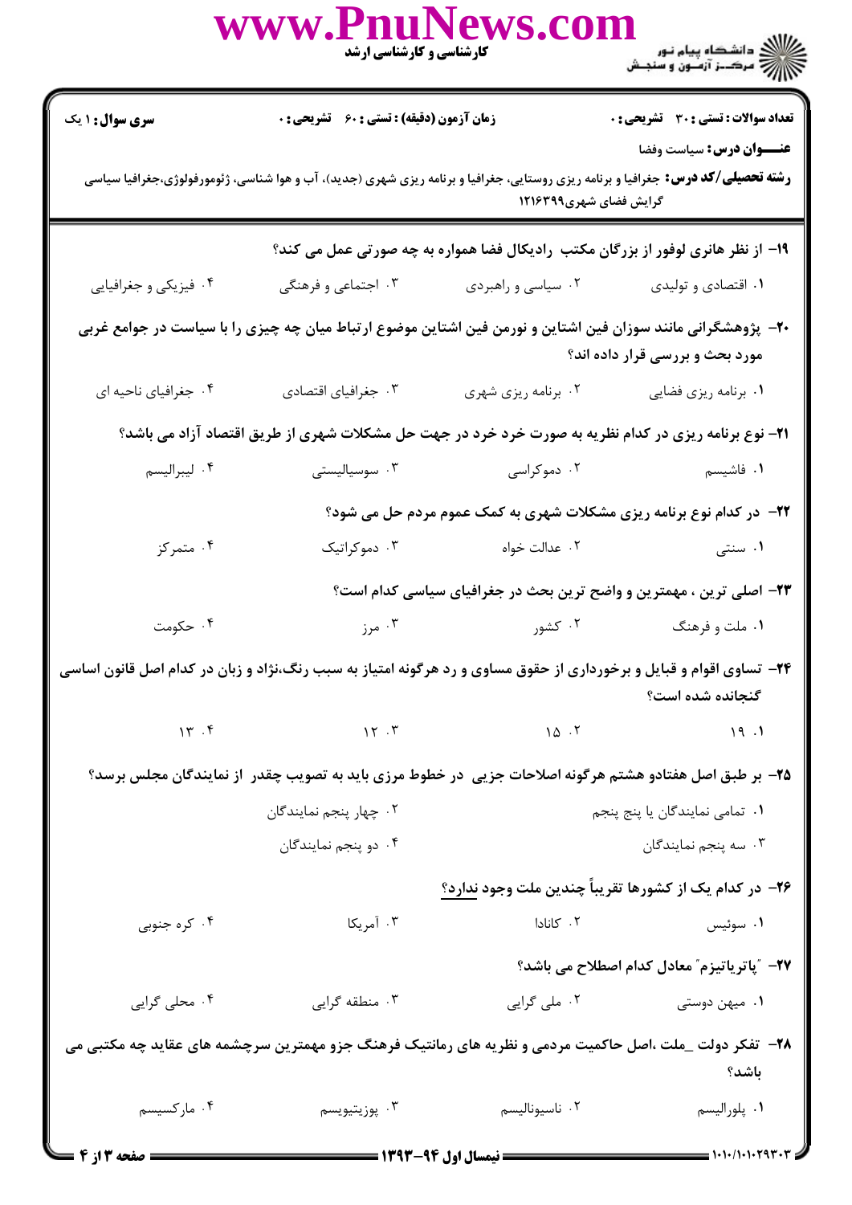**سری سوال:** ۱ یک | **زمان آزمون (دقیقه) : تستی : ۶۰ تشریحی : ۰** | **تعداد سوالات : تستی : ۳۰ تشریحی : ۰**

**عنـــوان درس:** سیاست وفضا

**رشته تحصیلی/کد درس:** جغرافیا و برنامه ریزی روستایی، جغرافیا و برنامه ریزی شهری (جدید)، آب و هوا شناسی، ژئومورفولوژی،جغرافیا سیاسی گرایش فضای شهری۱۲۱۶۳۹۹

**۱۹- از نظر هانری لوفور از بزرگان مکتب رادیکال فضا همواره به چه صورتی عمل می کند؟**

۱. اقتصادی و تولیدی
۲. سیاسی و راهبردی
۳. اجتماعی و فرهنگی
۴. فیزیکی و جغرافیایی

**۲۰- پژوهشگرانی مانند سوزان فین اشتاین و نورمن فین اشتاین موضوع ارتباط میان چه چیزی را با سیاست در جوامع غربی مورد بحث و بررسی قرار داده اند؟**

۱. برنامه ریزی فضایی
۲. برنامه ریزی شهری
۳. جغرافیای اقتصادی
۴. جغرافیای ناحیه ای

**۲۱- نوع برنامه ریزی در کدام نظریه به صورت خرد خرد در جهت حل مشکلات شهری از طریق اقتصاد آزاد می باشد؟**

۱. فاشیسم
۲. دموکراسی
۳. سوسیالیستی
۴. لیبرالیسم

**۲۲- در کدام نوع برنامه ریزی مشکلات شهری به کمک عموم مردم حل می شود؟**

۱. سنتی
۲. عدالت خواه
۳. دموکراتیک
۴. متمرکز

**۲۳- اصلی ترین ، مهمترین و واضح ترین بحث در جغرافیای سیاسی کدام است؟**

۱. ملت و فرهنگ
۲. کشور
۳. مرز
۴. حکومت

**۲۴- تساوی اقوام و قبایل و برخورداری از حقوق مساوی و رد هرگونه امتیاز به سبب رنگ،نژاد و زبان در کدام اصل قانون اساسی گنجانده شده است؟**

۱. ۱۹
۲. ۱۵
۳. ۱۲
۴. ۱۳

**۲۵- بر طبق اصل هفتادو هشتم هرگونه اصلاحات جزیی در خطوط مرزی باید به تصویب چقدر از نمایندگان مجلس برسد؟**

۱. تمامی نمایندگان یا پنج پنجم
۲. چهار پنجم نمایندگان
۳. سه پنجم نمایندگان
۴. دو پنجم نمایندگان

**۲۶- در کدام یک از کشورها تقریباً چندین ملت وجود ندارد؟**

۱. سوئیس
۲. کانادا
۳. آمریکا
۴. کره جنوبی

**۲۷- "پاتریاتیزم" معادل کدام اصطلاح می باشد؟**

۱. میهن دوستی
۲. ملی گرایی
۳. منطقه گرایی
۴. محلی گرایی

**۲۸- تفکر دولت _ملت ،اصل حاکمیت مردمی و نظریه های رمانتیک فرهنگ جزو مهمترین سرچشمه های عقاید چه مکتبی می باشد؟**

۱. پلورالیسم
۲. ناسیونالیسم
۳. پوزیتیویسم
۴. مارکسیسم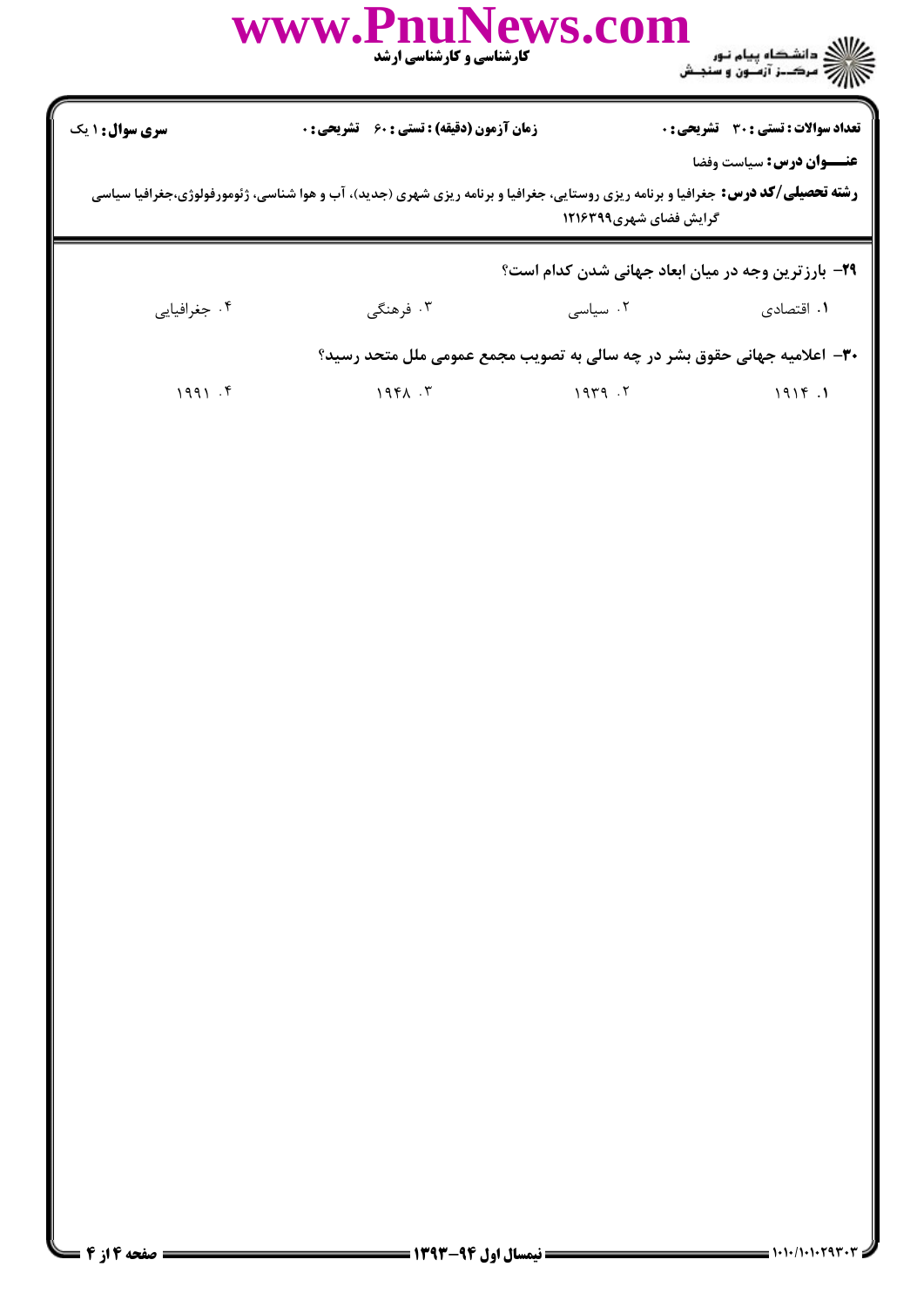**تعداد سوالات: تستی: ۳۰ تشریحی: ۰** **زمان آزمون (دقیقه): تستی: ۶۰ تشریحی: ۰** **سری سوال:** ۱ یک

**عنـــوان درس:** سیاست وفضا

**رشته تحصیلی/کد درس:** جغرافیا و برنامه ریزی روستایی، جغرافیا و برنامه ریزی شهری (جدید)، آب و هوا شناسی، ژئومورفولوژی،جغرافیا سیاسی گرایش فضای شهری۱۲۱۶۳۹۹

**۲۹- بارزترین وجه در میان ابعاد جهانی شدن کدام است؟**

۱. اقتصادی ۲. سیاسی ۳. فرهنگی ۴. جغرافیایی

**۳۰- اعلامیه جهانی حقوق بشر در چه سالی به تصویب مجمع عمومی ملل متحد رسید؟**

۱. ۱۹۱۴ ۲. ۱۹۳۹ ۳. ۱۹۴۸ ۴. ۱۹۹۱